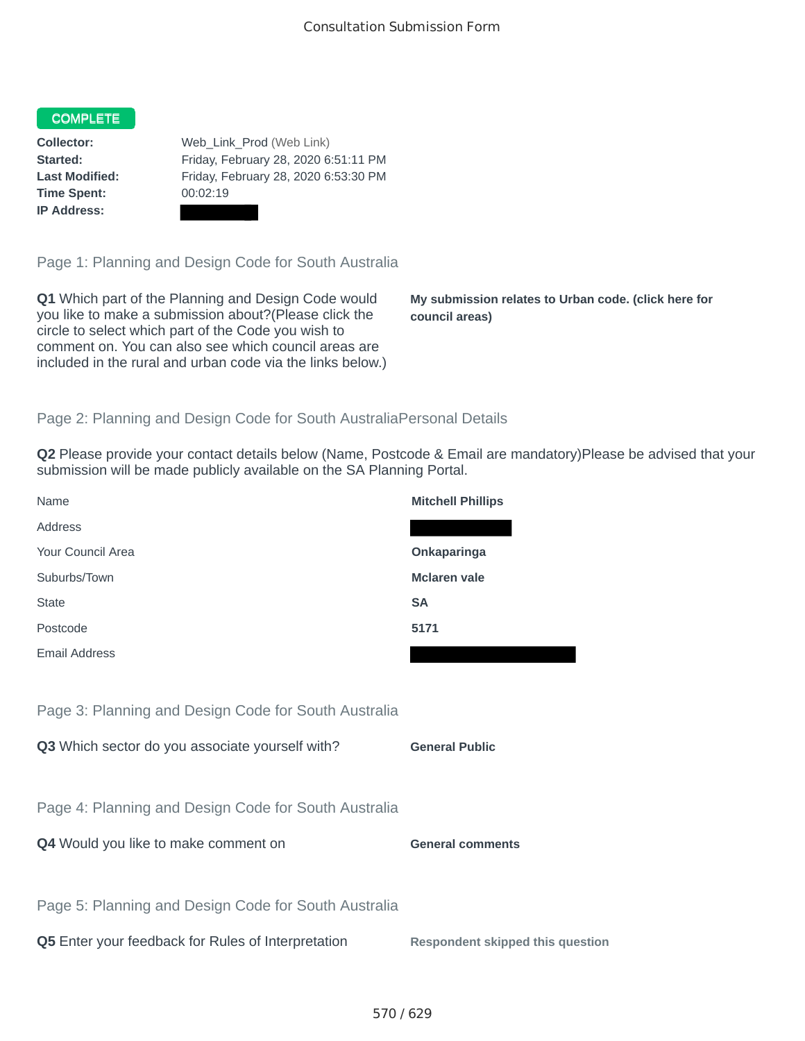# Consultation Submission Form

**COMPLETE**

**Collector:** Web_Link_Prod (Web Link)
**Started:** Friday, February 28, 2020 6:51:11 PM
**Last Modified:** Friday, February 28, 2020 6:53:30 PM
**Time Spent:** 00:02:19
**IP Address:**

## Page 1: Planning and Design Code for South Australia

**Q1** Which part of the Planning and Design Code would you like to make a submission about?(Please click the circle to select which part of the Code you wish to comment on. You can also see which council areas are included in the rural and urban code via the links below.)

**My submission relates to Urban code. (click here for council areas)**

## Page 2: Planning and Design Code for South AustraliaPersonal Details

**Q2** Please provide your contact details below (Name, Postcode & Email are mandatory)Please be advised that your submission will be made publicly available on the SA Planning Portal.

| | |
|---|---|
| Name | **Mitchell Phillips** |
| Address | |
| Your Council Area | **Onkaparinga** |
| Suburbs/Town | **Mclaren vale** |
| State | **SA** |
| Postcode | **5171** |
| Email Address | |

## Page 3: Planning and Design Code for South Australia

**Q3** Which sector do you associate yourself with?

**General Public**

## Page 4: Planning and Design Code for South Australia

**Q4** Would you like to make comment on

**General comments**

## Page 5: Planning and Design Code for South Australia

**Q5** Enter your feedback for Rules of Interpretation

**Respondent skipped this question**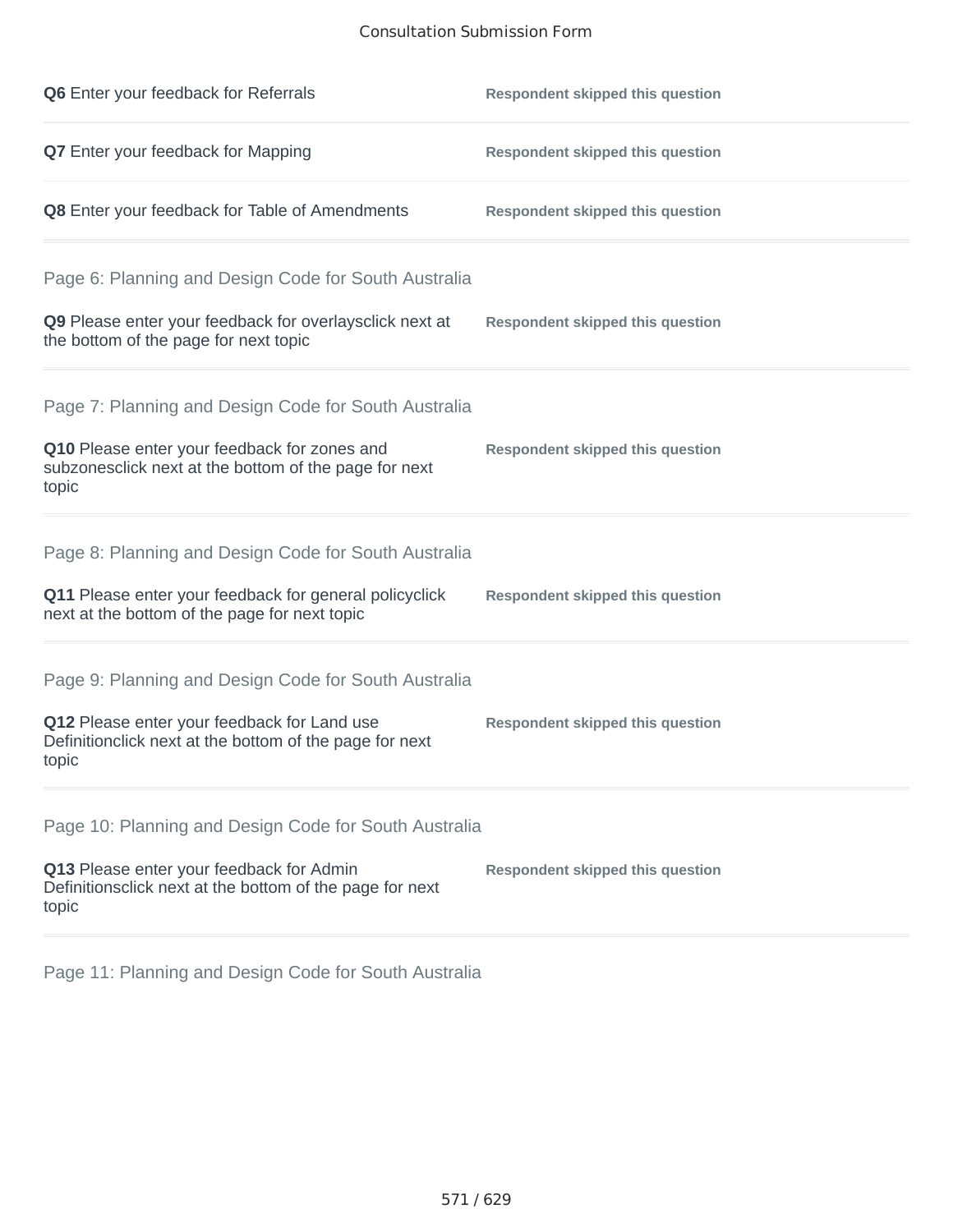**Q6** Enter your feedback for Referrals — **Respondent skipped this question**

**Q7** Enter your feedback for Mapping — **Respondent skipped this question**

**Q8** Enter your feedback for Table of Amendments — **Respondent skipped this question**

## Page 6: Planning and Design Code for South Australia

**Q9** Please enter your feedback for overlaysclick next at the bottom of the page for next topic — **Respondent skipped this question**

## Page 7: Planning and Design Code for South Australia

**Q10** Please enter your feedback for zones and subzonesclick next at the bottom of the page for next topic — **Respondent skipped this question**

## Page 8: Planning and Design Code for South Australia

**Q11** Please enter your feedback for general policyclick next at the bottom of the page for next topic — **Respondent skipped this question**

## Page 9: Planning and Design Code for South Australia

**Q12** Please enter your feedback for Land use Definitionclick next at the bottom of the page for next topic — **Respondent skipped this question**

## Page 10: Planning and Design Code for South Australia

**Q13** Please enter your feedback for Admin Definitionsclick next at the bottom of the page for next topic — **Respondent skipped this question**

## Page 11: Planning and Design Code for South Australia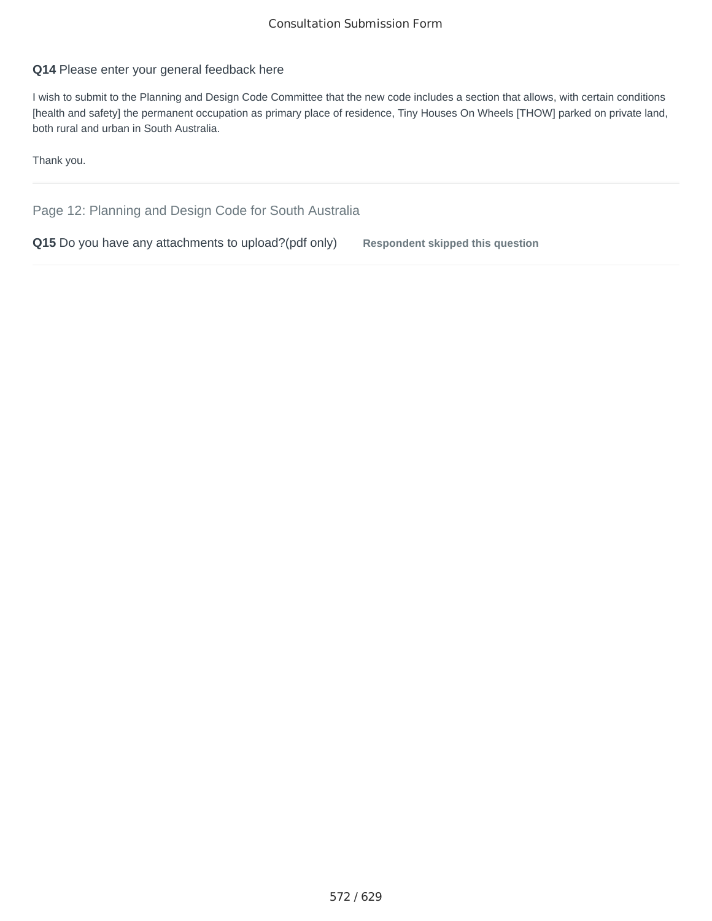**Q14** Please enter your general feedback here

I wish to submit to the Planning and Design Code Committee that the new code includes a section that allows, with certain conditions [health and safety] the permanent occupation as primary place of residence, Tiny Houses On Wheels [THOW] parked on private land, both rural and urban in South Australia.

Thank you.

---

Page 12: Planning and Design Code for South Australia

**Q15** Do you have any attachments to upload?(pdf only) **Respondent skipped this question**